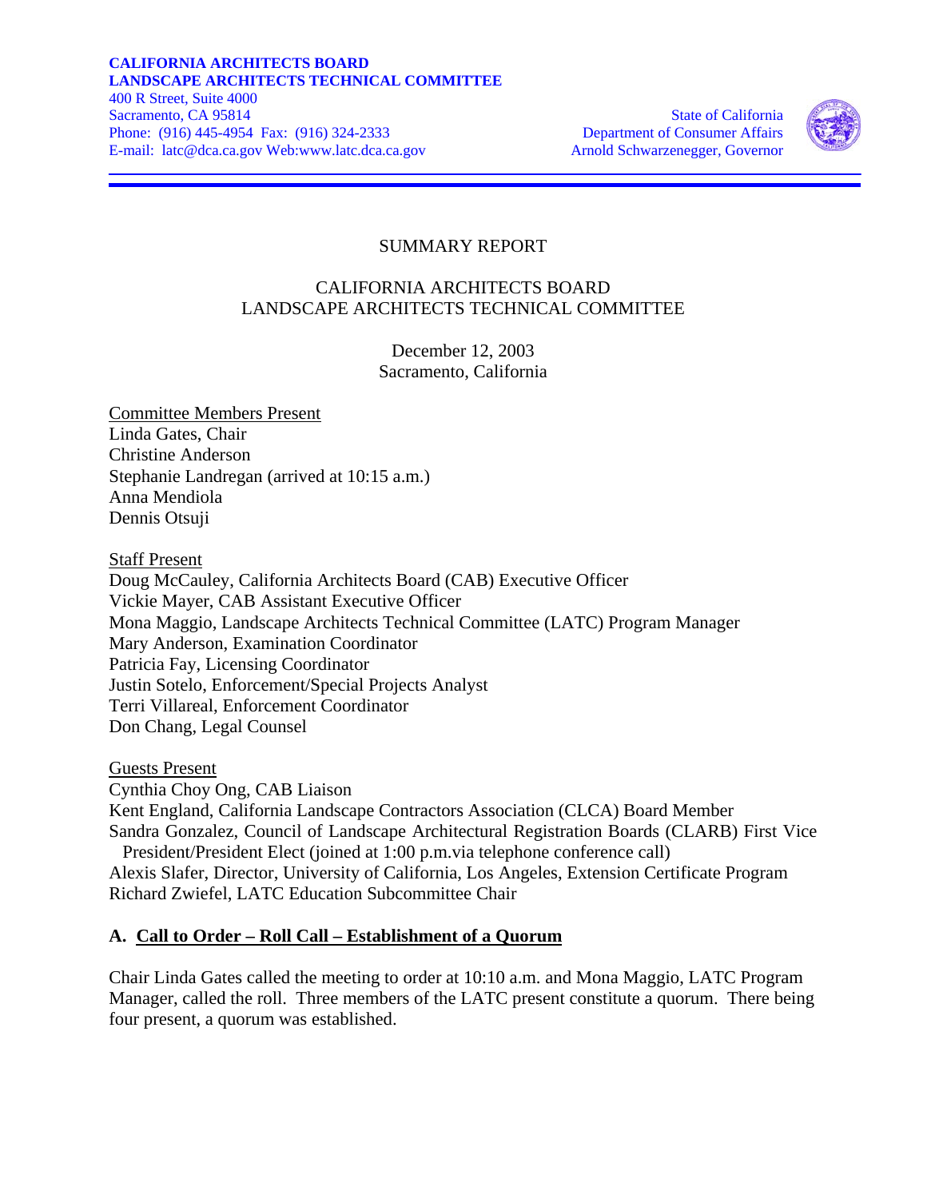**CALIFORNIA ARCHITECTS BOARD**
**LANDSCAPE ARCHITECTS TECHNICAL COMMITTEE**
400 R Street, Suite 4000
Sacramento, CA 95814
Phone: (916) 445-4954 Fax: (916) 324-2333
E-mail: latc@dca.ca.gov Web:www.latc.dca.ca.gov

State of California
Department of Consumer Affairs
Arnold Schwarzenegger, Governor

SUMMARY REPORT

CALIFORNIA ARCHITECTS BOARD
LANDSCAPE ARCHITECTS TECHNICAL COMMITTEE

December 12, 2003
Sacramento, California

Committee Members Present
Linda Gates, Chair
Christine Anderson
Stephanie Landregan (arrived at 10:15 a.m.)
Anna Mendiola
Dennis Otsuji

Staff Present
Doug McCauley, California Architects Board (CAB) Executive Officer
Vickie Mayer, CAB Assistant Executive Officer
Mona Maggio, Landscape Architects Technical Committee (LATC) Program Manager
Mary Anderson, Examination Coordinator
Patricia Fay, Licensing Coordinator
Justin Sotelo, Enforcement/Special Projects Analyst
Terri Villareal, Enforcement Coordinator
Don Chang, Legal Counsel

Guests Present
Cynthia Choy Ong, CAB Liaison
Kent England, California Landscape Contractors Association (CLCA) Board Member
Sandra Gonzalez, Council of Landscape Architectural Registration Boards (CLARB) First Vice President/President Elect (joined at 1:00 p.m.via telephone conference call)
Alexis Slafer, Director, University of California, Los Angeles, Extension Certificate Program
Richard Zwiefel, LATC Education Subcommittee Chair

## A. Call to Order – Roll Call – Establishment of a Quorum

Chair Linda Gates called the meeting to order at 10:10 a.m. and Mona Maggio, LATC Program Manager, called the roll. Three members of the LATC present constitute a quorum. There being four present, a quorum was established.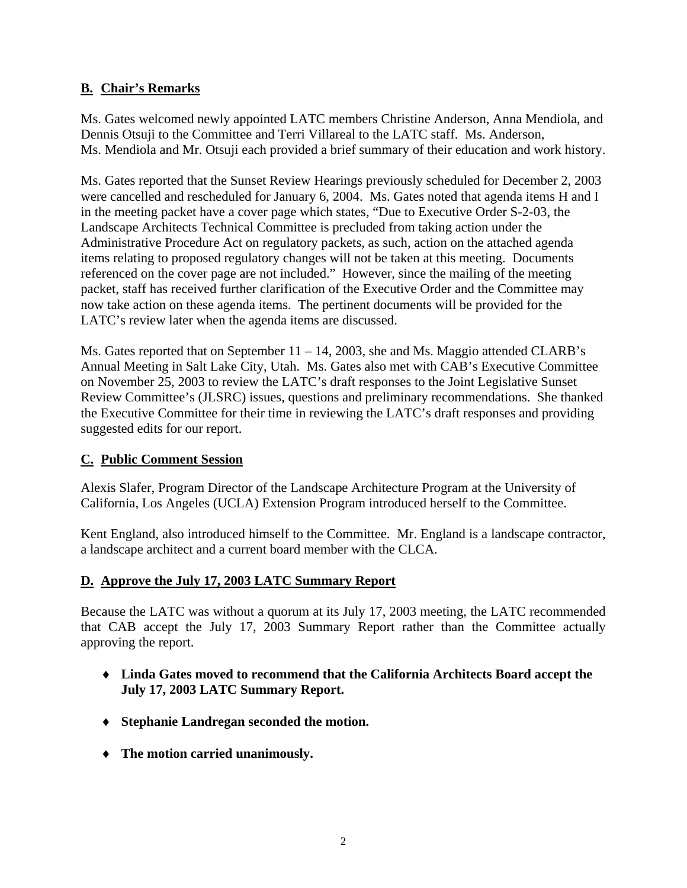## B. Chair's Remarks

Ms. Gates welcomed newly appointed LATC members Christine Anderson, Anna Mendiola, and Dennis Otsuji to the Committee and Terri Villareal to the LATC staff. Ms. Anderson, Ms. Mendiola and Mr. Otsuji each provided a brief summary of their education and work history.

Ms. Gates reported that the Sunset Review Hearings previously scheduled for December 2, 2003 were cancelled and rescheduled for January 6, 2004. Ms. Gates noted that agenda items H and I in the meeting packet have a cover page which states, "Due to Executive Order S-2-03, the Landscape Architects Technical Committee is precluded from taking action under the Administrative Procedure Act on regulatory packets, as such, action on the attached agenda items relating to proposed regulatory changes will not be taken at this meeting. Documents referenced on the cover page are not included." However, since the mailing of the meeting packet, staff has received further clarification of the Executive Order and the Committee may now take action on these agenda items. The pertinent documents will be provided for the LATC's review later when the agenda items are discussed.

Ms. Gates reported that on September 11 – 14, 2003, she and Ms. Maggio attended CLARB's Annual Meeting in Salt Lake City, Utah. Ms. Gates also met with CAB's Executive Committee on November 25, 2003 to review the LATC's draft responses to the Joint Legislative Sunset Review Committee's (JLSRC) issues, questions and preliminary recommendations. She thanked the Executive Committee for their time in reviewing the LATC's draft responses and providing suggested edits for our report.

## C. Public Comment Session

Alexis Slafer, Program Director of the Landscape Architecture Program at the University of California, Los Angeles (UCLA) Extension Program introduced herself to the Committee.

Kent England, also introduced himself to the Committee. Mr. England is a landscape contractor, a landscape architect and a current board member with the CLCA.

## D. Approve the July 17, 2003 LATC Summary Report

Because the LATC was without a quorum at its July 17, 2003 meeting, the LATC recommended that CAB accept the July 17, 2003 Summary Report rather than the Committee actually approving the report.

- **Linda Gates moved to recommend that the California Architects Board accept the July 17, 2003 LATC Summary Report.**
- **Stephanie Landregan seconded the motion.**
- **The motion carried unanimously.**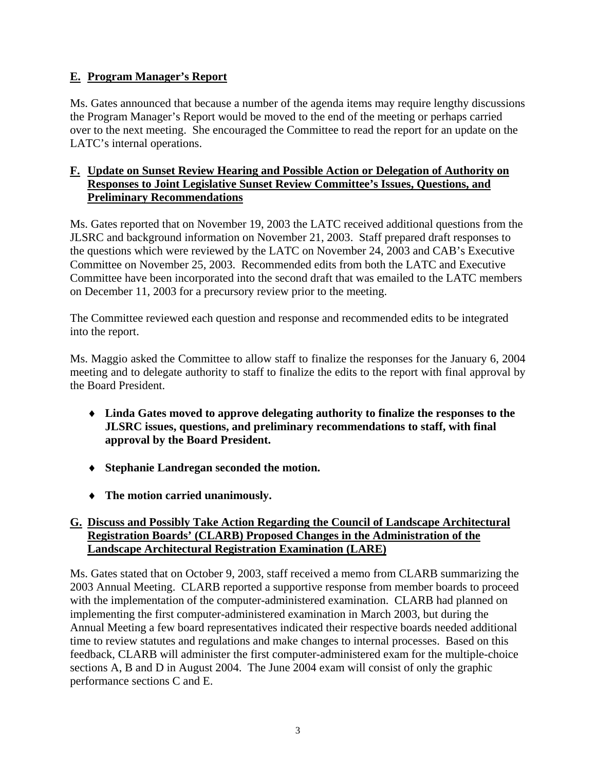## E. Program Manager's Report

Ms. Gates announced that because a number of the agenda items may require lengthy discussions the Program Manager's Report would be moved to the end of the meeting or perhaps carried over to the next meeting. She encouraged the Committee to read the report for an update on the LATC's internal operations.

## F. Update on Sunset Review Hearing and Possible Action or Delegation of Authority on Responses to Joint Legislative Sunset Review Committee's Issues, Questions, and Preliminary Recommendations

Ms. Gates reported that on November 19, 2003 the LATC received additional questions from the JLSRC and background information on November 21, 2003. Staff prepared draft responses to the questions which were reviewed by the LATC on November 24, 2003 and CAB's Executive Committee on November 25, 2003. Recommended edits from both the LATC and Executive Committee have been incorporated into the second draft that was emailed to the LATC members on December 11, 2003 for a precursory review prior to the meeting.

The Committee reviewed each question and response and recommended edits to be integrated into the report.

Ms. Maggio asked the Committee to allow staff to finalize the responses for the January 6, 2004 meeting and to delegate authority to staff to finalize the edits to the report with final approval by the Board President.

- **Linda Gates moved to approve delegating authority to finalize the responses to the JLSRC issues, questions, and preliminary recommendations to staff, with final approval by the Board President.**
- **Stephanie Landregan seconded the motion.**
- **The motion carried unanimously.**

## G. Discuss and Possibly Take Action Regarding the Council of Landscape Architectural Registration Boards' (CLARB) Proposed Changes in the Administration of the Landscape Architectural Registration Examination (LARE)

Ms. Gates stated that on October 9, 2003, staff received a memo from CLARB summarizing the 2003 Annual Meeting. CLARB reported a supportive response from member boards to proceed with the implementation of the computer-administered examination. CLARB had planned on implementing the first computer-administered examination in March 2003, but during the Annual Meeting a few board representatives indicated their respective boards needed additional time to review statutes and regulations and make changes to internal processes. Based on this feedback, CLARB will administer the first computer-administered exam for the multiple-choice sections A, B and D in August 2004. The June 2004 exam will consist of only the graphic performance sections C and E.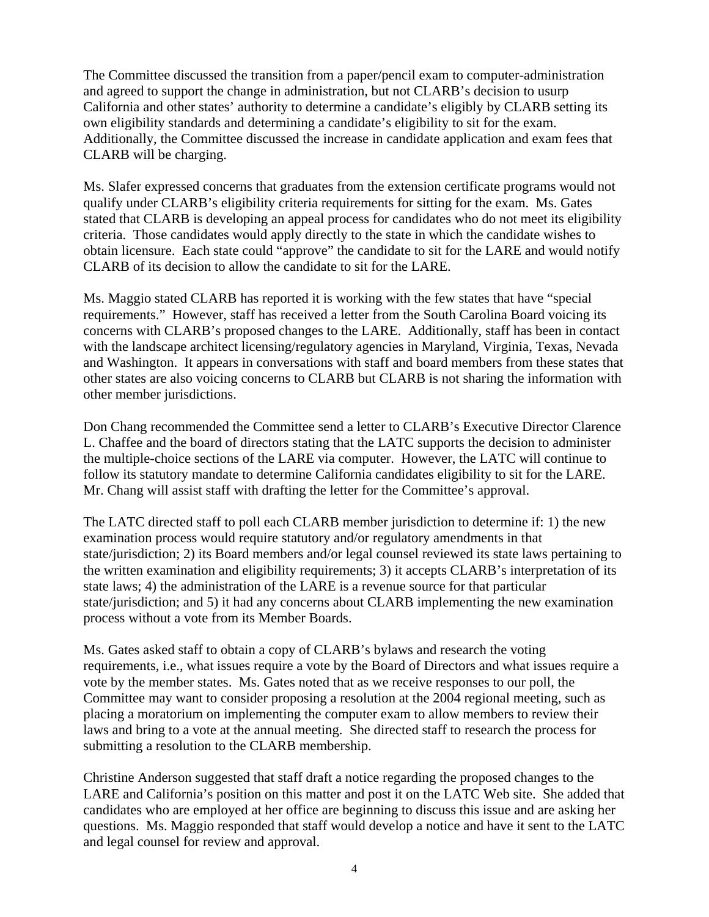The Committee discussed the transition from a paper/pencil exam to computer-administration and agreed to support the change in administration, but not CLARB's decision to usurp California and other states' authority to determine a candidate's eligibly by CLARB setting its own eligibility standards and determining a candidate's eligibility to sit for the exam. Additionally, the Committee discussed the increase in candidate application and exam fees that CLARB will be charging.

Ms. Slafer expressed concerns that graduates from the extension certificate programs would not qualify under CLARB's eligibility criteria requirements for sitting for the exam. Ms. Gates stated that CLARB is developing an appeal process for candidates who do not meet its eligibility criteria. Those candidates would apply directly to the state in which the candidate wishes to obtain licensure. Each state could "approve" the candidate to sit for the LARE and would notify CLARB of its decision to allow the candidate to sit for the LARE.

Ms. Maggio stated CLARB has reported it is working with the few states that have "special requirements." However, staff has received a letter from the South Carolina Board voicing its concerns with CLARB's proposed changes to the LARE. Additionally, staff has been in contact with the landscape architect licensing/regulatory agencies in Maryland, Virginia, Texas, Nevada and Washington. It appears in conversations with staff and board members from these states that other states are also voicing concerns to CLARB but CLARB is not sharing the information with other member jurisdictions.

Don Chang recommended the Committee send a letter to CLARB's Executive Director Clarence L. Chaffee and the board of directors stating that the LATC supports the decision to administer the multiple-choice sections of the LARE via computer. However, the LATC will continue to follow its statutory mandate to determine California candidates eligibility to sit for the LARE. Mr. Chang will assist staff with drafting the letter for the Committee's approval.

The LATC directed staff to poll each CLARB member jurisdiction to determine if: 1) the new examination process would require statutory and/or regulatory amendments in that state/jurisdiction; 2) its Board members and/or legal counsel reviewed its state laws pertaining to the written examination and eligibility requirements; 3) it accepts CLARB's interpretation of its state laws; 4) the administration of the LARE is a revenue source for that particular state/jurisdiction; and 5) it had any concerns about CLARB implementing the new examination process without a vote from its Member Boards.

Ms. Gates asked staff to obtain a copy of CLARB's bylaws and research the voting requirements, i.e., what issues require a vote by the Board of Directors and what issues require a vote by the member states. Ms. Gates noted that as we receive responses to our poll, the Committee may want to consider proposing a resolution at the 2004 regional meeting, such as placing a moratorium on implementing the computer exam to allow members to review their laws and bring to a vote at the annual meeting. She directed staff to research the process for submitting a resolution to the CLARB membership.

Christine Anderson suggested that staff draft a notice regarding the proposed changes to the LARE and California's position on this matter and post it on the LATC Web site. She added that candidates who are employed at her office are beginning to discuss this issue and are asking her questions. Ms. Maggio responded that staff would develop a notice and have it sent to the LATC and legal counsel for review and approval.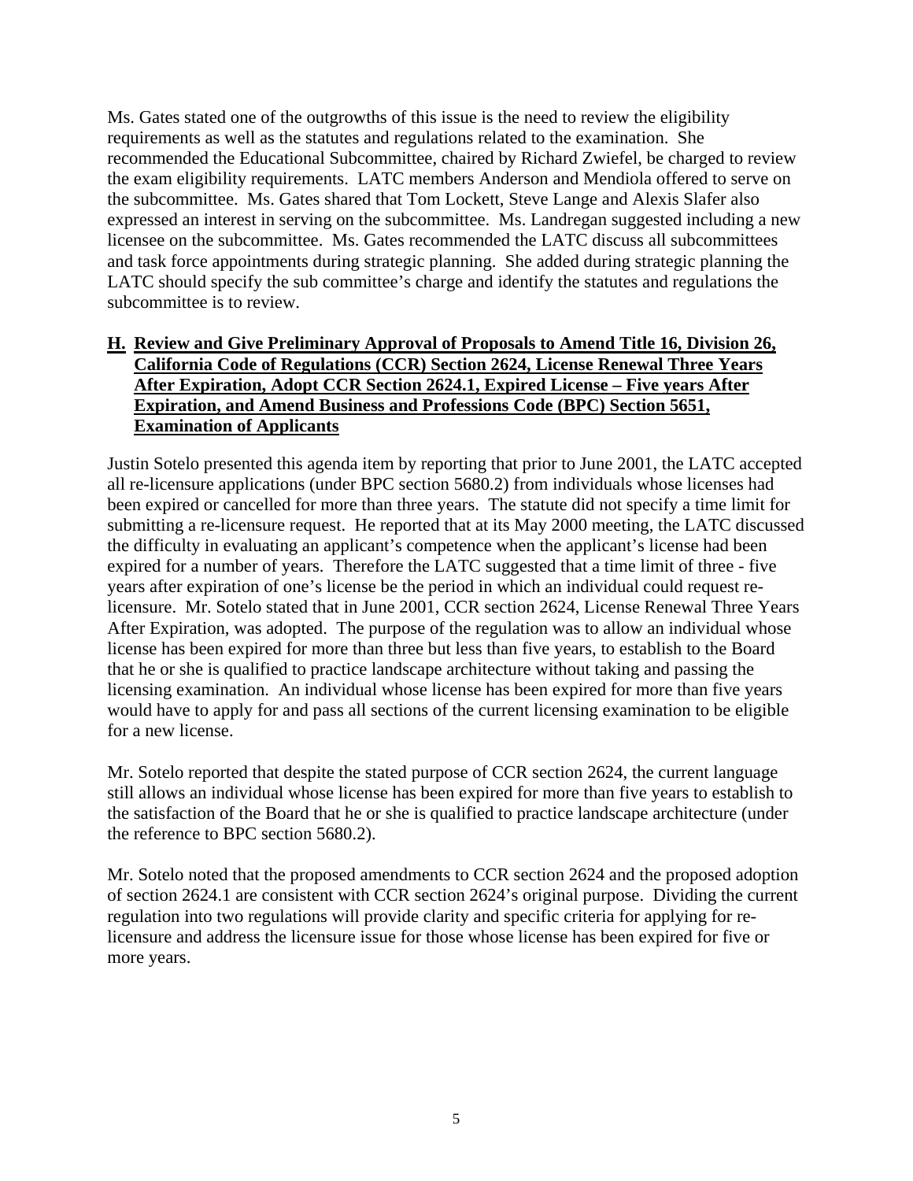Ms. Gates stated one of the outgrowths of this issue is the need to review the eligibility requirements as well as the statutes and regulations related to the examination. She recommended the Educational Subcommittee, chaired by Richard Zwiefel, be charged to review the exam eligibility requirements. LATC members Anderson and Mendiola offered to serve on the subcommittee. Ms. Gates shared that Tom Lockett, Steve Lange and Alexis Slafer also expressed an interest in serving on the subcommittee. Ms. Landregan suggested including a new licensee on the subcommittee. Ms. Gates recommended the LATC discuss all subcommittees and task force appointments during strategic planning. She added during strategic planning the LATC should specify the sub committee's charge and identify the statutes and regulations the subcommittee is to review.

**H. Review and Give Preliminary Approval of Proposals to Amend Title 16, Division 26, California Code of Regulations (CCR) Section 2624, License Renewal Three Years After Expiration, Adopt CCR Section 2624.1, Expired License – Five years After Expiration, and Amend Business and Professions Code (BPC) Section 5651, Examination of Applicants**

Justin Sotelo presented this agenda item by reporting that prior to June 2001, the LATC accepted all re-licensure applications (under BPC section 5680.2) from individuals whose licenses had been expired or cancelled for more than three years. The statute did not specify a time limit for submitting a re-licensure request. He reported that at its May 2000 meeting, the LATC discussed the difficulty in evaluating an applicant's competence when the applicant's license had been expired for a number of years. Therefore the LATC suggested that a time limit of three - five years after expiration of one's license be the period in which an individual could request re-licensure. Mr. Sotelo stated that in June 2001, CCR section 2624, License Renewal Three Years After Expiration, was adopted. The purpose of the regulation was to allow an individual whose license has been expired for more than three but less than five years, to establish to the Board that he or she is qualified to practice landscape architecture without taking and passing the licensing examination. An individual whose license has been expired for more than five years would have to apply for and pass all sections of the current licensing examination to be eligible for a new license.

Mr. Sotelo reported that despite the stated purpose of CCR section 2624, the current language still allows an individual whose license has been expired for more than five years to establish to the satisfaction of the Board that he or she is qualified to practice landscape architecture (under the reference to BPC section 5680.2).

Mr. Sotelo noted that the proposed amendments to CCR section 2624 and the proposed adoption of section 2624.1 are consistent with CCR section 2624's original purpose. Dividing the current regulation into two regulations will provide clarity and specific criteria for applying for re-licensure and address the licensure issue for those whose license has been expired for five or more years.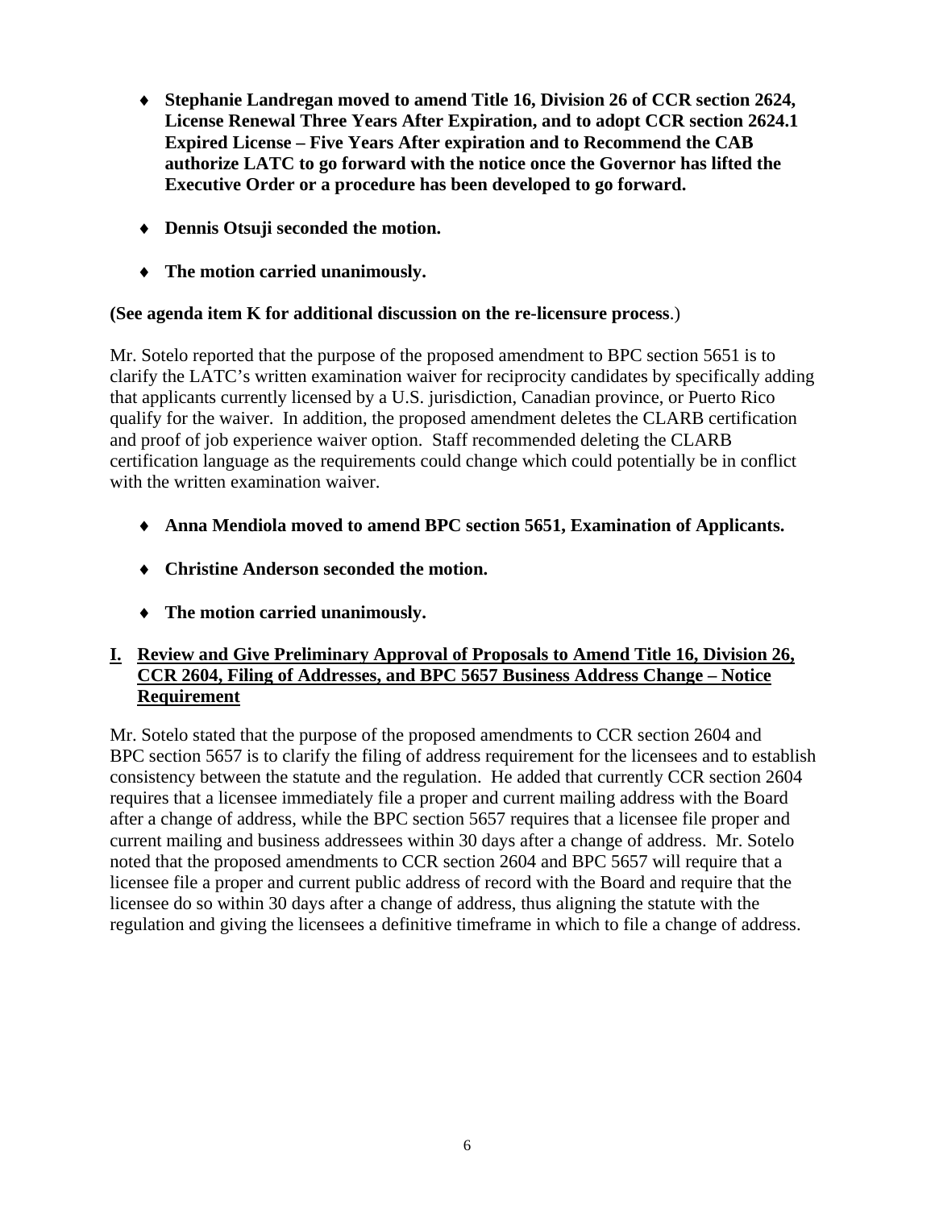- **Stephanie Landregan moved to amend Title 16, Division 26 of CCR section 2624, License Renewal Three Years After Expiration, and to adopt CCR section 2624.1 Expired License – Five Years After expiration and to Recommend the CAB authorize LATC to go forward with the notice once the Governor has lifted the Executive Order or a procedure has been developed to go forward.**

- **Dennis Otsuji seconded the motion.**

- **The motion carried unanimously.**

**(See agenda item K for additional discussion on the re-licensure process**.)

Mr. Sotelo reported that the purpose of the proposed amendment to BPC section 5651 is to clarify the LATC's written examination waiver for reciprocity candidates by specifically adding that applicants currently licensed by a U.S. jurisdiction, Canadian province, or Puerto Rico qualify for the waiver. In addition, the proposed amendment deletes the CLARB certification and proof of job experience waiver option. Staff recommended deleting the CLARB certification language as the requirements could change which could potentially be in conflict with the written examination waiver.

- **Anna Mendiola moved to amend BPC section 5651, Examination of Applicants.**

- **Christine Anderson seconded the motion.**

- **The motion carried unanimously.**

## I. Review and Give Preliminary Approval of Proposals to Amend Title 16, Division 26, CCR 2604, Filing of Addresses, and BPC 5657 Business Address Change – Notice Requirement

Mr. Sotelo stated that the purpose of the proposed amendments to CCR section 2604 and BPC section 5657 is to clarify the filing of address requirement for the licensees and to establish consistency between the statute and the regulation. He added that currently CCR section 2604 requires that a licensee immediately file a proper and current mailing address with the Board after a change of address, while the BPC section 5657 requires that a licensee file proper and current mailing and business addressees within 30 days after a change of address. Mr. Sotelo noted that the proposed amendments to CCR section 2604 and BPC 5657 will require that a licensee file a proper and current public address of record with the Board and require that the licensee do so within 30 days after a change of address, thus aligning the statute with the regulation and giving the licensees a definitive timeframe in which to file a change of address.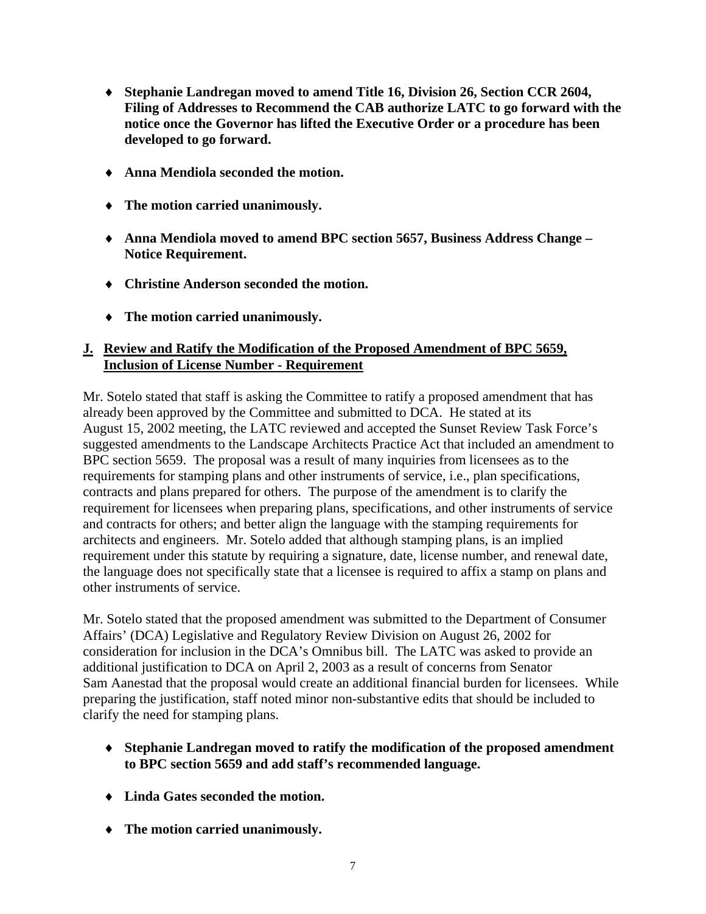- **Stephanie Landregan moved to amend Title 16, Division 26, Section CCR 2604, Filing of Addresses to Recommend the CAB authorize LATC to go forward with the notice once the Governor has lifted the Executive Order or a procedure has been developed to go forward.**

- **Anna Mendiola seconded the motion.**

- **The motion carried unanimously.**

- **Anna Mendiola moved to amend BPC section 5657, Business Address Change – Notice Requirement.**

- **Christine Anderson seconded the motion.**

- **The motion carried unanimously.**

## J. Review and Ratify the Modification of the Proposed Amendment of BPC 5659, Inclusion of License Number - Requirement

Mr. Sotelo stated that staff is asking the Committee to ratify a proposed amendment that has already been approved by the Committee and submitted to DCA. He stated at its August 15, 2002 meeting, the LATC reviewed and accepted the Sunset Review Task Force's suggested amendments to the Landscape Architects Practice Act that included an amendment to BPC section 5659. The proposal was a result of many inquiries from licensees as to the requirements for stamping plans and other instruments of service, i.e., plan specifications, contracts and plans prepared for others. The purpose of the amendment is to clarify the requirement for licensees when preparing plans, specifications, and other instruments of service and contracts for others; and better align the language with the stamping requirements for architects and engineers. Mr. Sotelo added that although stamping plans, is an implied requirement under this statute by requiring a signature, date, license number, and renewal date, the language does not specifically state that a licensee is required to affix a stamp on plans and other instruments of service.

Mr. Sotelo stated that the proposed amendment was submitted to the Department of Consumer Affairs' (DCA) Legislative and Regulatory Review Division on August 26, 2002 for consideration for inclusion in the DCA's Omnibus bill. The LATC was asked to provide an additional justification to DCA on April 2, 2003 as a result of concerns from Senator Sam Aanestad that the proposal would create an additional financial burden for licensees. While preparing the justification, staff noted minor non-substantive edits that should be included to clarify the need for stamping plans.

- **Stephanie Landregan moved to ratify the modification of the proposed amendment to BPC section 5659 and add staff's recommended language.**

- **Linda Gates seconded the motion.**

- **The motion carried unanimously.**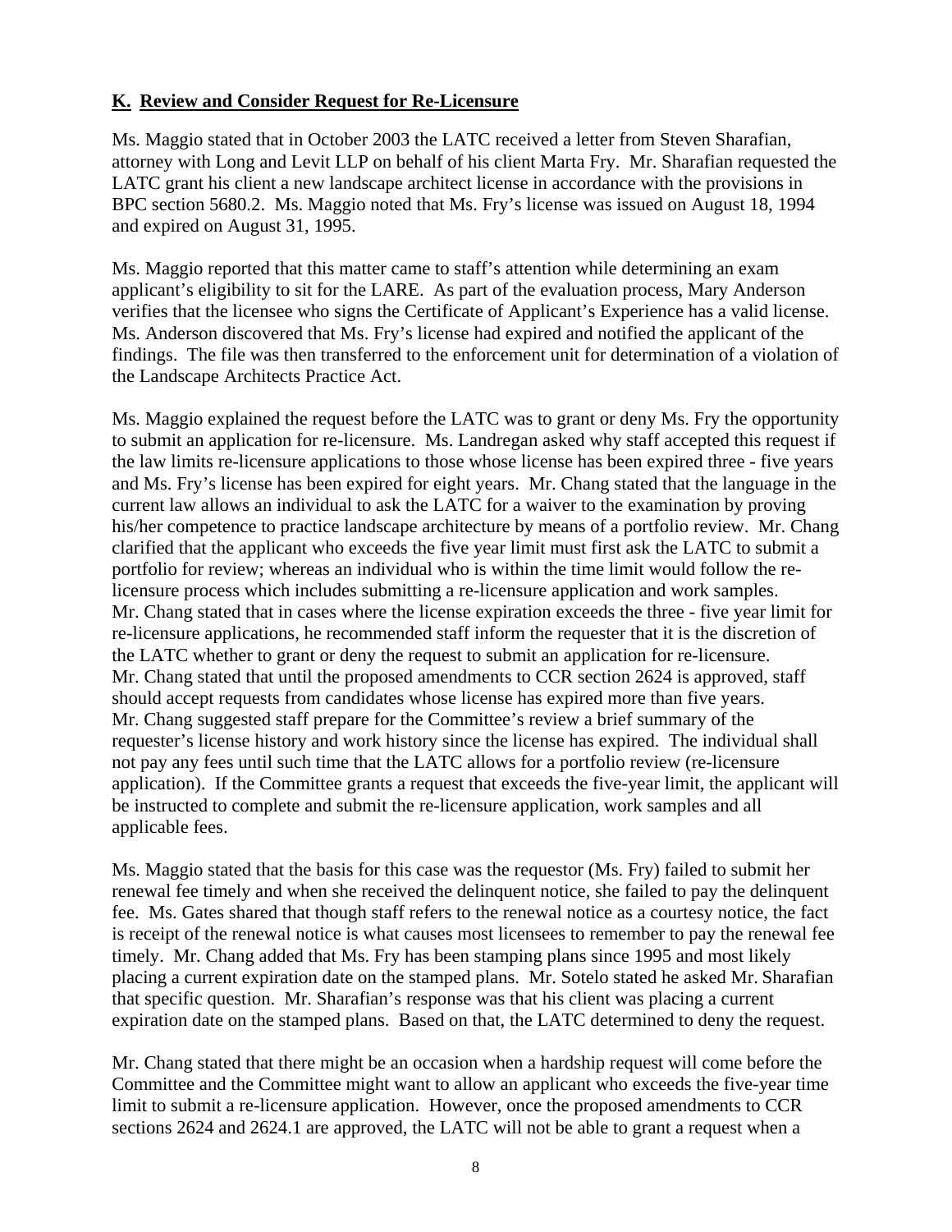**K. Review and Consider Request for Re-Licensure**

Ms. Maggio stated that in October 2003 the LATC received a letter from Steven Sharafian, attorney with Long and Levit LLP on behalf of his client Marta Fry. Mr. Sharafian requested the LATC grant his client a new landscape architect license in accordance with the provisions in BPC section 5680.2. Ms. Maggio noted that Ms. Fry's license was issued on August 18, 1994 and expired on August 31, 1995.

Ms. Maggio reported that this matter came to staff's attention while determining an exam applicant's eligibility to sit for the LARE. As part of the evaluation process, Mary Anderson verifies that the licensee who signs the Certificate of Applicant's Experience has a valid license. Ms. Anderson discovered that Ms. Fry's license had expired and notified the applicant of the findings. The file was then transferred to the enforcement unit for determination of a violation of the Landscape Architects Practice Act.

Ms. Maggio explained the request before the LATC was to grant or deny Ms. Fry the opportunity to submit an application for re-licensure. Ms. Landregan asked why staff accepted this request if the law limits re-licensure applications to those whose license has been expired three - five years and Ms. Fry's license has been expired for eight years. Mr. Chang stated that the language in the current law allows an individual to ask the LATC for a waiver to the examination by proving his/her competence to practice landscape architecture by means of a portfolio review. Mr. Chang clarified that the applicant who exceeds the five year limit must first ask the LATC to submit a portfolio for review; whereas an individual who is within the time limit would follow the re-licensure process which includes submitting a re-licensure application and work samples. Mr. Chang stated that in cases where the license expiration exceeds the three - five year limit for re-licensure applications, he recommended staff inform the requester that it is the discretion of the LATC whether to grant or deny the request to submit an application for re-licensure. Mr. Chang stated that until the proposed amendments to CCR section 2624 is approved, staff should accept requests from candidates whose license has expired more than five years. Mr. Chang suggested staff prepare for the Committee's review a brief summary of the requester's license history and work history since the license has expired. The individual shall not pay any fees until such time that the LATC allows for a portfolio review (re-licensure application). If the Committee grants a request that exceeds the five-year limit, the applicant will be instructed to complete and submit the re-licensure application, work samples and all applicable fees.

Ms. Maggio stated that the basis for this case was the requestor (Ms. Fry) failed to submit her renewal fee timely and when she received the delinquent notice, she failed to pay the delinquent fee. Ms. Gates shared that though staff refers to the renewal notice as a courtesy notice, the fact is receipt of the renewal notice is what causes most licensees to remember to pay the renewal fee timely. Mr. Chang added that Ms. Fry has been stamping plans since 1995 and most likely placing a current expiration date on the stamped plans. Mr. Sotelo stated he asked Mr. Sharafian that specific question. Mr. Sharafian's response was that his client was placing a current expiration date on the stamped plans. Based on that, the LATC determined to deny the request.

Mr. Chang stated that there might be an occasion when a hardship request will come before the Committee and the Committee might want to allow an applicant who exceeds the five-year time limit to submit a re-licensure application. However, once the proposed amendments to CCR sections 2624 and 2624.1 are approved, the LATC will not be able to grant a request when a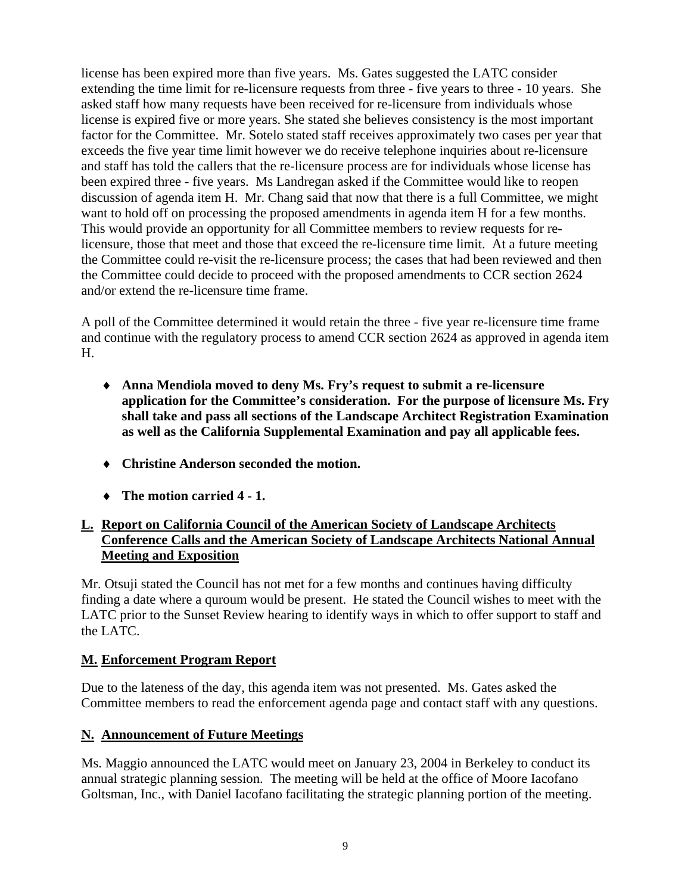license has been expired more than five years. Ms. Gates suggested the LATC consider extending the time limit for re-licensure requests from three - five years to three - 10 years. She asked staff how many requests have been received for re-licensure from individuals whose license is expired five or more years. She stated she believes consistency is the most important factor for the Committee. Mr. Sotelo stated staff receives approximately two cases per year that exceeds the five year time limit however we do receive telephone inquiries about re-licensure and staff has told the callers that the re-licensure process are for individuals whose license has been expired three - five years. Ms Landregan asked if the Committee would like to reopen discussion of agenda item H. Mr. Chang said that now that there is a full Committee, we might want to hold off on processing the proposed amendments in agenda item H for a few months. This would provide an opportunity for all Committee members to review requests for re-licensure, those that meet and those that exceed the re-licensure time limit. At a future meeting the Committee could re-visit the re-licensure process; the cases that had been reviewed and then the Committee could decide to proceed with the proposed amendments to CCR section 2624 and/or extend the re-licensure time frame.

A poll of the Committee determined it would retain the three - five year re-licensure time frame and continue with the regulatory process to amend CCR section 2624 as approved in agenda item H.

- **Anna Mendiola moved to deny Ms. Fry's request to submit a re-licensure application for the Committee's consideration. For the purpose of licensure Ms. Fry shall take and pass all sections of the Landscape Architect Registration Examination as well as the California Supplemental Examination and pay all applicable fees.**
- **Christine Anderson seconded the motion.**
- **The motion carried 4 - 1.**

## L. Report on California Council of the American Society of Landscape Architects Conference Calls and the American Society of Landscape Architects National Annual Meeting and Exposition

Mr. Otsuji stated the Council has not met for a few months and continues having difficulty finding a date where a quroum would be present. He stated the Council wishes to meet with the LATC prior to the Sunset Review hearing to identify ways in which to offer support to staff and the LATC.

## M. Enforcement Program Report

Due to the lateness of the day, this agenda item was not presented. Ms. Gates asked the Committee members to read the enforcement agenda page and contact staff with any questions.

## N. Announcement of Future Meetings

Ms. Maggio announced the LATC would meet on January 23, 2004 in Berkeley to conduct its annual strategic planning session. The meeting will be held at the office of Moore Iacofano Goltsman, Inc., with Daniel Iacofano facilitating the strategic planning portion of the meeting.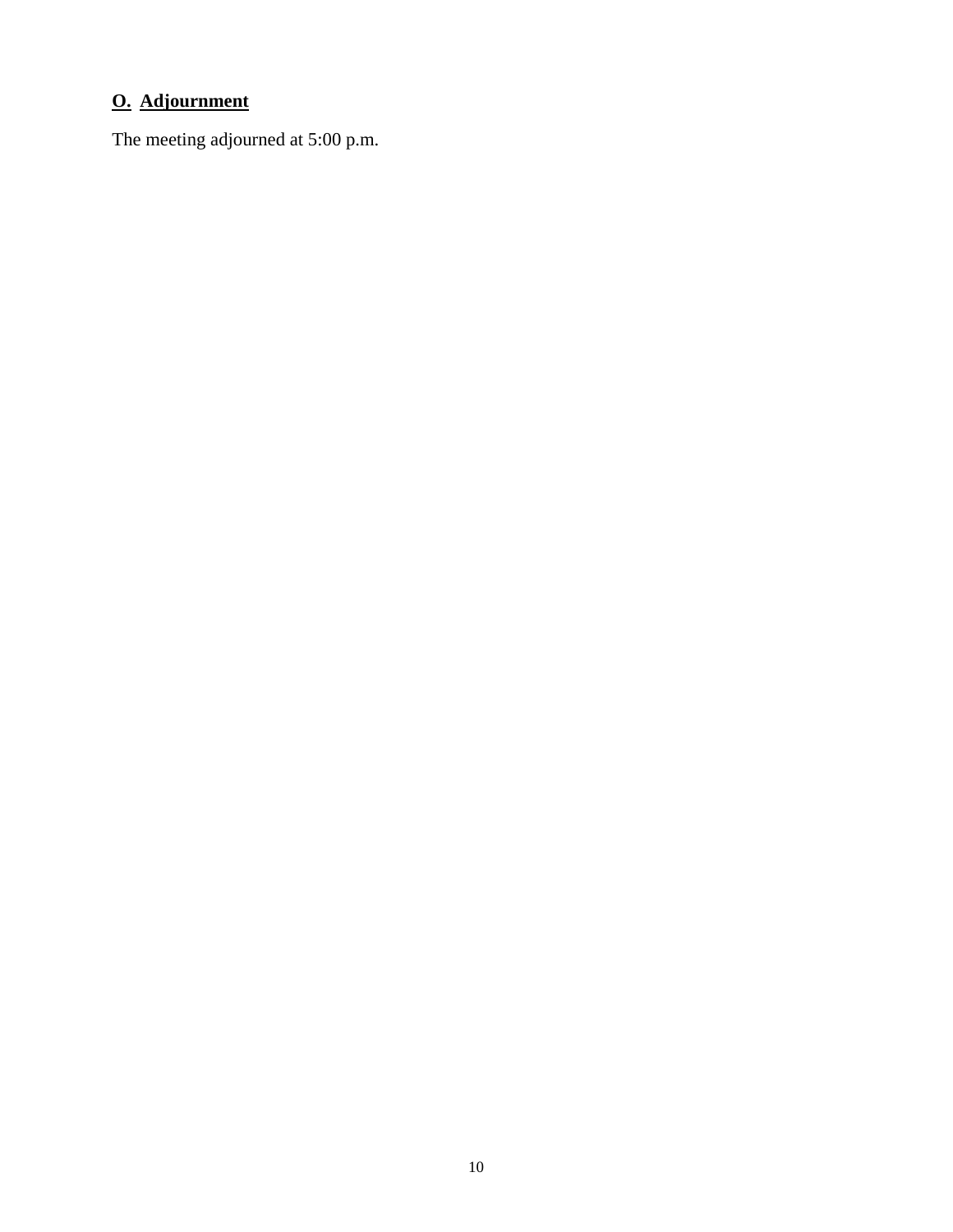## **O. Adjournment**

The meeting adjourned at 5:00 p.m.